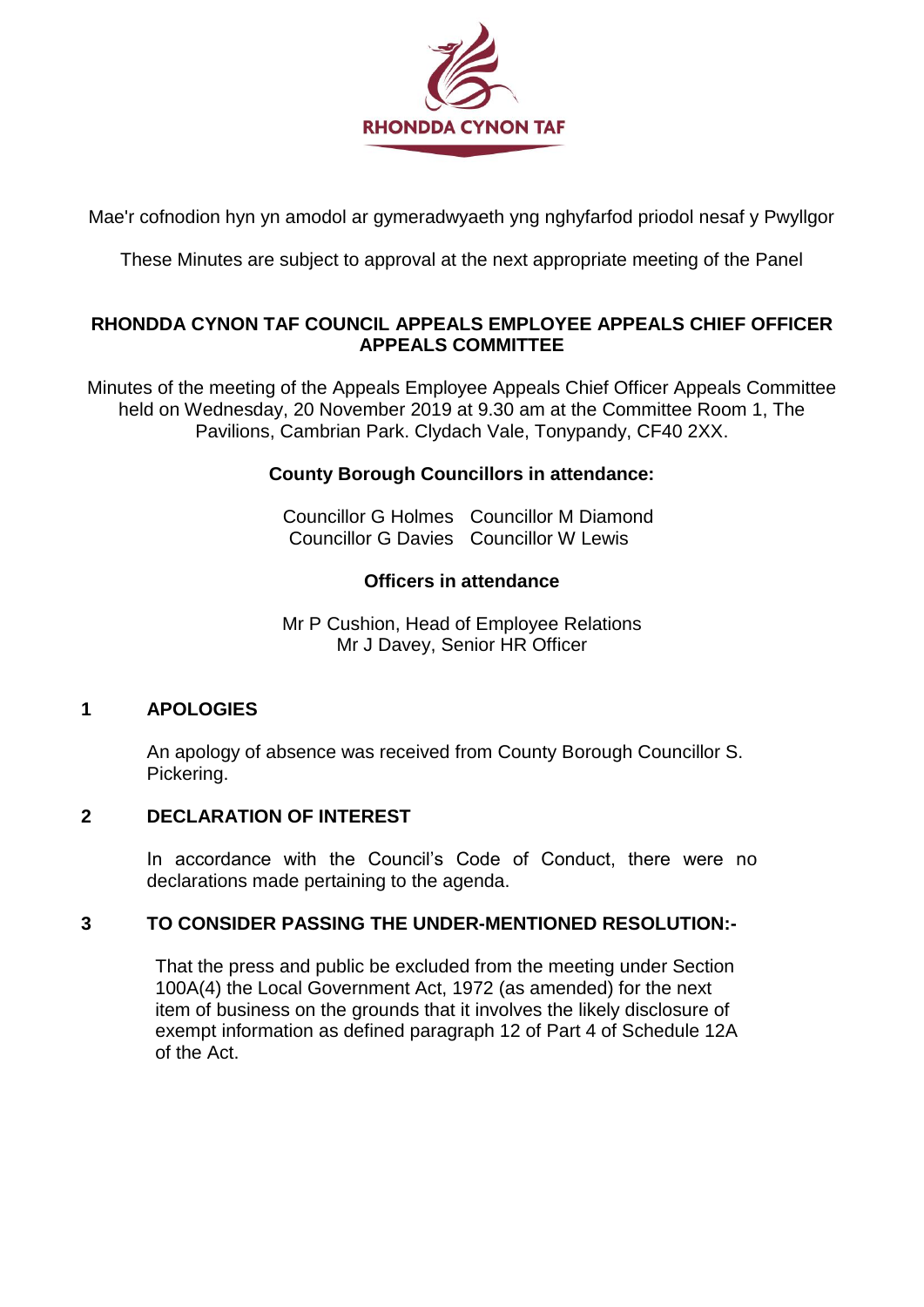RHONDDA CYNON TAF

Mae'r cofnodion hyn yn amodol ar gymeradwyaeth yng nghyfarfod priodol nesaf y Pwyllgor

These Minutes are subject to approval at the next appropriate meeting of the Panel

## RHONDDA CYNON TAF COUNCIL APPEALS EMPLOYEE APPEALS CHIEF OFFICER APPEALS COMMITTEE

Minutes of the meeting of the Appeals Employee Appeals Chief Officer Appeals Committee held on Wednesday, 20 November 2019 at 9.30 am at the Committee Room 1, The Pavilions, Cambrian Park. Clydach Vale, Tonypandy, CF40 2XX.

**County Borough Councillors in attendance:**

Councillor G Holmes
Councillor M Diamond
Councillor G Davies
Councillor W Lewis

**Officers in attendance**

Mr P Cushion, Head of Employee Relations
Mr J Davey, Senior HR Officer

### 1 APOLOGIES

An apology of absence was received from County Borough Councillor S. Pickering.

### 2 DECLARATION OF INTEREST

In accordance with the Council's Code of Conduct, there were no declarations made pertaining to the agenda.

### 3 TO CONSIDER PASSING THE UNDER-MENTIONED RESOLUTION:-

That the press and public be excluded from the meeting under Section 100A(4) the Local Government Act, 1972 (as amended) for the next item of business on the grounds that it involves the likely disclosure of exempt information as defined paragraph 12 of Part 4 of Schedule 12A of the Act.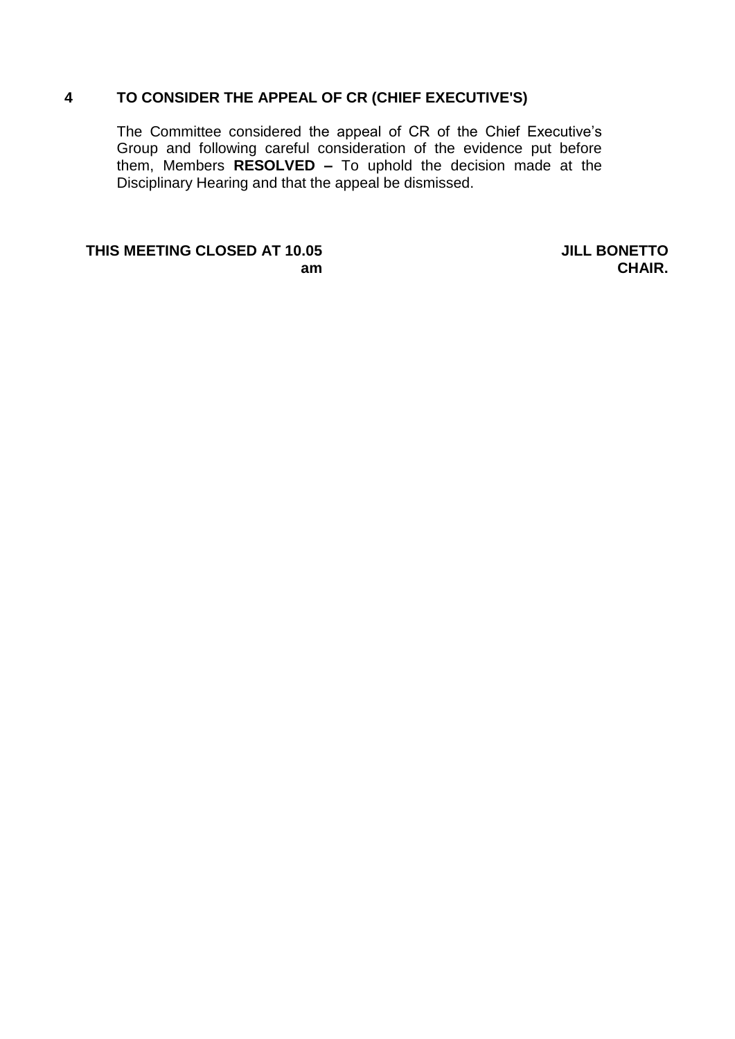## 4 TO CONSIDER THE APPEAL OF CR (CHIEF EXECUTIVE'S)

The Committee considered the appeal of CR of the Chief Executive's Group and following careful consideration of the evidence put before them, Members **RESOLVED –** To uphold the decision made at the Disciplinary Hearing and that the appeal be dismissed.

**THIS MEETING CLOSED AT 10.05 am**

**JILL BONETTO**
**CHAIR.**